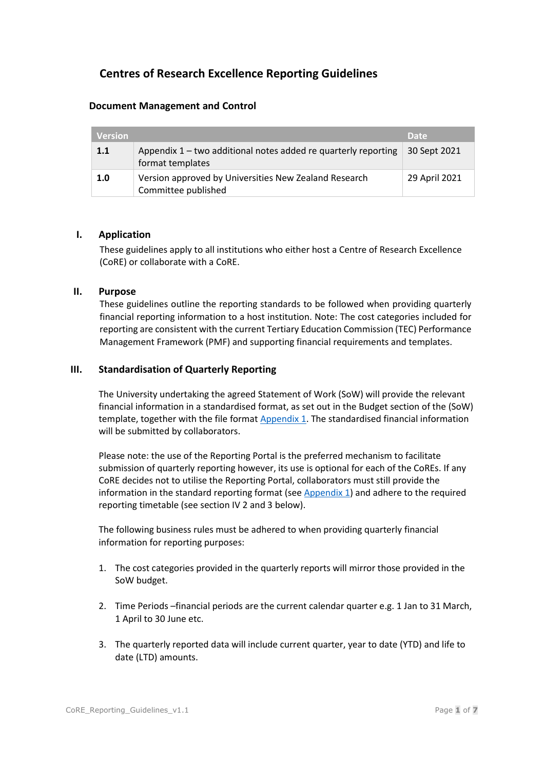# Centres of Research Excellence Reporting Guidelines

## Document Management and Control

| Version | | Date |
|---|---|---|
| **1.1** | Appendix 1 – two additional notes added re quarterly reporting format templates | 30 Sept 2021 |
| **1.0** | Version approved by Universities New Zealand Research Committee published | 29 April 2021 |

## I. Application

These guidelines apply to all institutions who either host a Centre of Research Excellence (CoRE) or collaborate with a CoRE.

## II. Purpose

These guidelines outline the reporting standards to be followed when providing quarterly financial reporting information to a host institution. Note: The cost categories included for reporting are consistent with the current Tertiary Education Commission (TEC) Performance Management Framework (PMF) and supporting financial requirements and templates.

## III. Standardisation of Quarterly Reporting

The University undertaking the agreed Statement of Work (SoW) will provide the relevant financial information in a standardised format, as set out in the Budget section of the (SoW) template, together with the file format Appendix 1. The standardised financial information will be submitted by collaborators.

Please note: the use of the Reporting Portal is the preferred mechanism to facilitate submission of quarterly reporting however, its use is optional for each of the CoREs. If any CoRE decides not to utilise the Reporting Portal, collaborators must still provide the information in the standard reporting format (see Appendix 1) and adhere to the required reporting timetable (see section IV 2 and 3 below).

The following business rules must be adhered to when providing quarterly financial information for reporting purposes:

1. The cost categories provided in the quarterly reports will mirror those provided in the SoW budget.

2. Time Periods –financial periods are the current calendar quarter e.g. 1 Jan to 31 March, 1 April to 30 June etc.

3. The quarterly reported data will include current quarter, year to date (YTD) and life to date (LTD) amounts.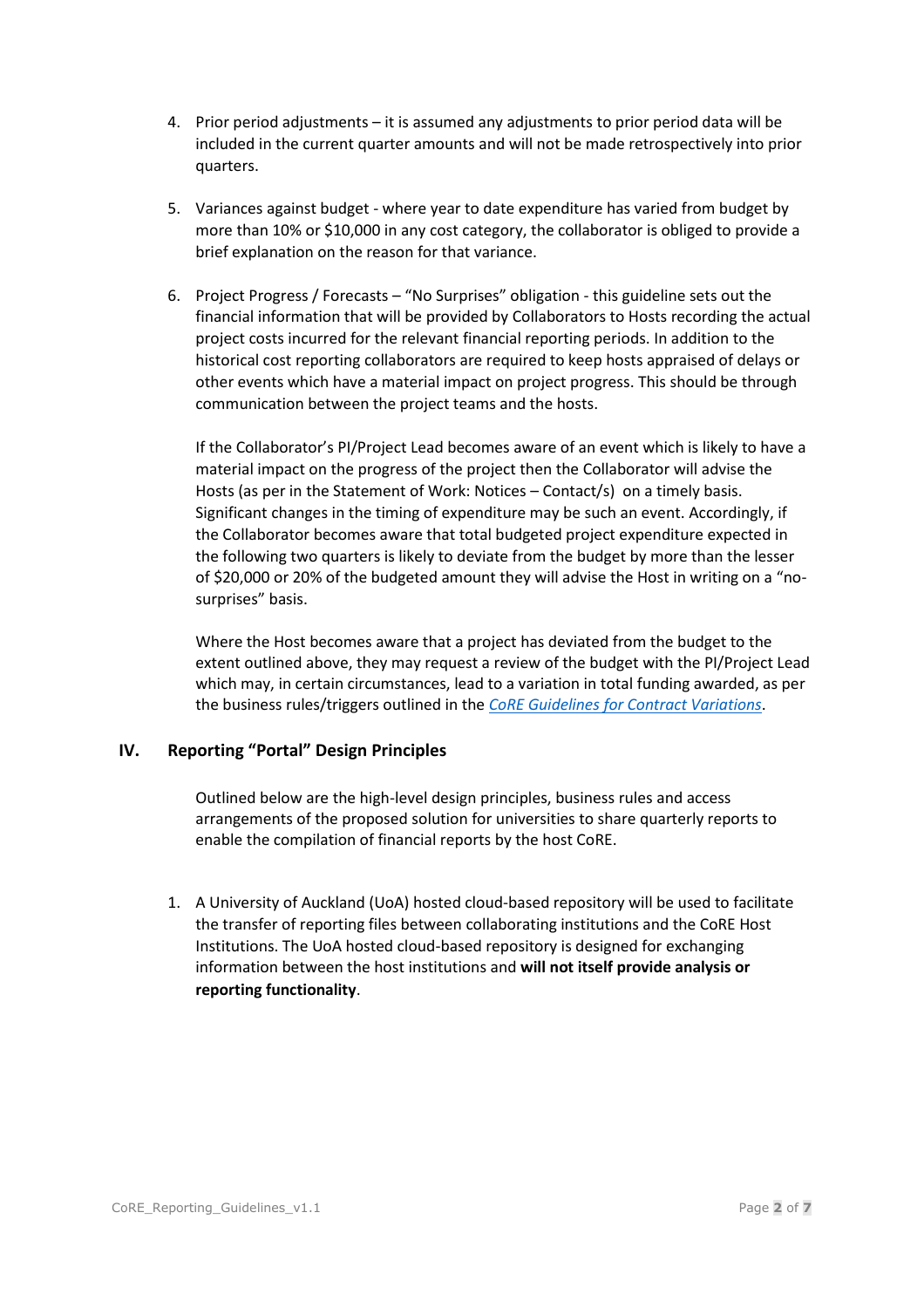4. Prior period adjustments – it is assumed any adjustments to prior period data will be included in the current quarter amounts and will not be made retrospectively into prior quarters.

5. Variances against budget - where year to date expenditure has varied from budget by more than 10% or $10,000 in any cost category, the collaborator is obliged to provide a brief explanation on the reason for that variance.

6. Project Progress / Forecasts – "No Surprises" obligation - this guideline sets out the financial information that will be provided by Collaborators to Hosts recording the actual project costs incurred for the relevant financial reporting periods. In addition to the historical cost reporting collaborators are required to keep hosts appraised of delays or other events which have a material impact on project progress. This should be through communication between the project teams and the hosts.

   If the Collaborator's PI/Project Lead becomes aware of an event which is likely to have a material impact on the progress of the project then the Collaborator will advise the Hosts (as per in the Statement of Work: Notices – Contact/s) on a timely basis. Significant changes in the timing of expenditure may be such an event. Accordingly, if the Collaborator becomes aware that total budgeted project expenditure expected in the following two quarters is likely to deviate from the budget by more than the lesser of $20,000 or 20% of the budgeted amount they will advise the Host in writing on a "no-surprises" basis.

   Where the Host becomes aware that a project has deviated from the budget to the extent outlined above, they may request a review of the budget with the PI/Project Lead which may, in certain circumstances, lead to a variation in total funding awarded, as per the business rules/triggers outlined in the *CoRE Guidelines for Contract Variations*.

## IV. Reporting "Portal" Design Principles

Outlined below are the high-level design principles, business rules and access arrangements of the proposed solution for universities to share quarterly reports to enable the compilation of financial reports by the host CoRE.

1. A University of Auckland (UoA) hosted cloud-based repository will be used to facilitate the transfer of reporting files between collaborating institutions and the CoRE Host Institutions. The UoA hosted cloud-based repository is designed for exchanging information between the host institutions and **will not itself provide analysis or reporting functionality**.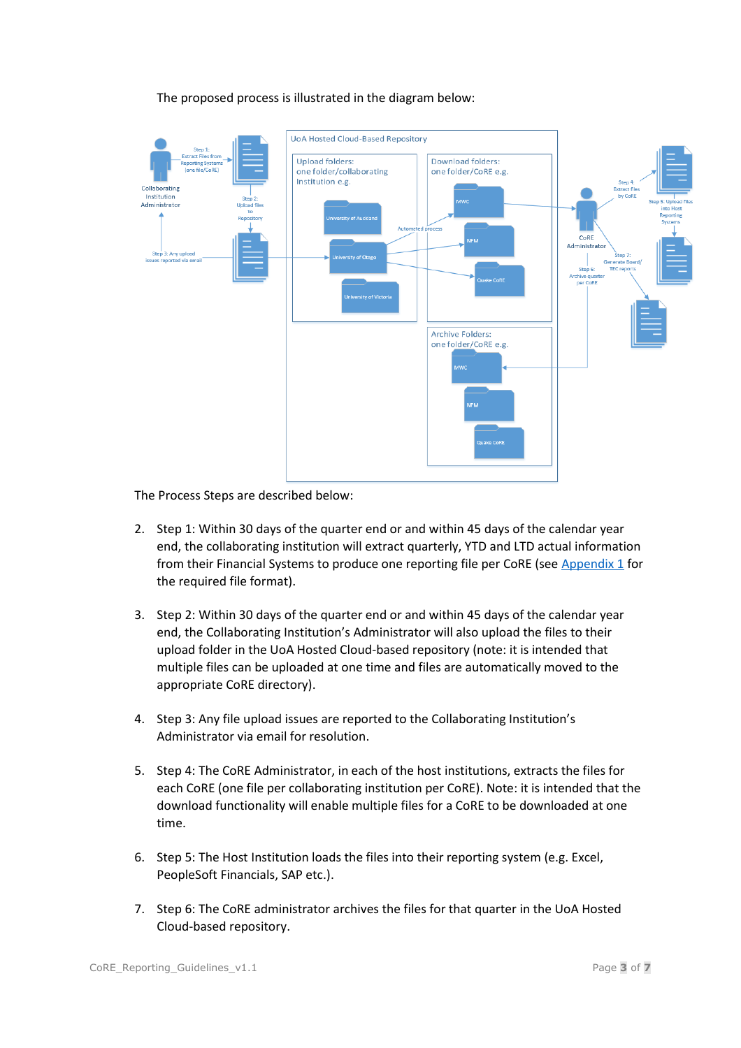The proposed process is illustrated in the diagram below:

The Process Steps are described below:

2. Step 1: Within 30 days of the quarter end or and within 45 days of the calendar year end, the collaborating institution will extract quarterly, YTD and LTD actual information from their Financial Systems to produce one reporting file per CoRE (see Appendix 1 for the required file format).

3. Step 2: Within 30 days of the quarter end or and within 45 days of the calendar year end, the Collaborating Institution's Administrator will also upload the files to their upload folder in the UoA Hosted Cloud-based repository (note: it is intended that multiple files can be uploaded at one time and files are automatically moved to the appropriate CoRE directory).

4. Step 3: Any file upload issues are reported to the Collaborating Institution's Administrator via email for resolution.

5. Step 4: The CoRE Administrator, in each of the host institutions, extracts the files for each CoRE (one file per collaborating institution per CoRE). Note: it is intended that the download functionality will enable multiple files for a CoRE to be downloaded at one time.

6. Step 5: The Host Institution loads the files into their reporting system (e.g. Excel, PeopleSoft Financials, SAP etc.).

7. Step 6: The CoRE administrator archives the files for that quarter in the UoA Hosted Cloud-based repository.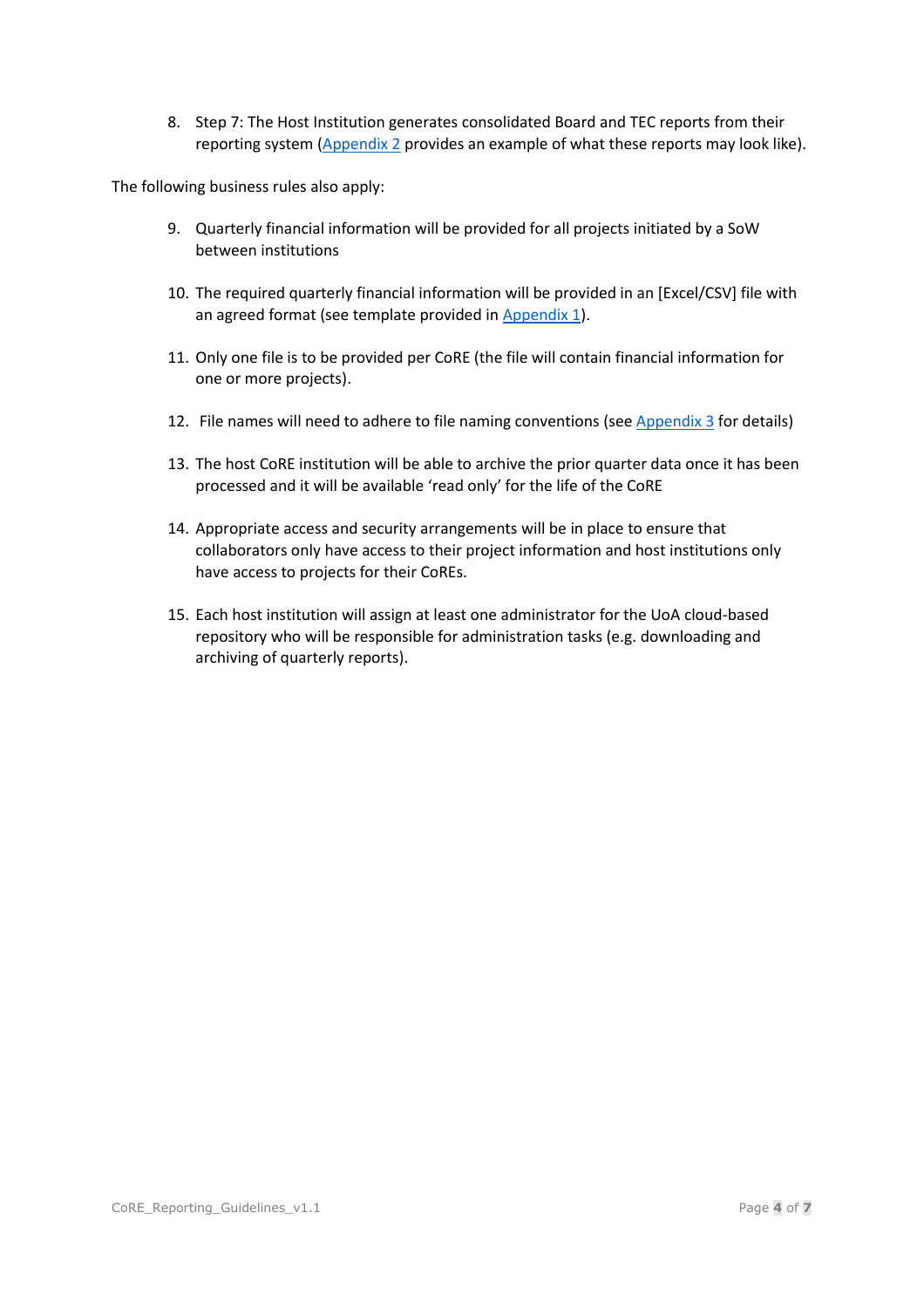8. Step 7: The Host Institution generates consolidated Board and TEC reports from their reporting system (Appendix 2 provides an example of what these reports may look like).

The following business rules also apply:

9. Quarterly financial information will be provided for all projects initiated by a SoW between institutions

10. The required quarterly financial information will be provided in an [Excel/CSV] file with an agreed format (see template provided in Appendix 1).

11. Only one file is to be provided per CoRE (the file will contain financial information for one or more projects).

12. File names will need to adhere to file naming conventions (see Appendix 3 for details)

13. The host CoRE institution will be able to archive the prior quarter data once it has been processed and it will be available 'read only' for the life of the CoRE

14. Appropriate access and security arrangements will be in place to ensure that collaborators only have access to their project information and host institutions only have access to projects for their CoREs.

15. Each host institution will assign at least one administrator for the UoA cloud-based repository who will be responsible for administration tasks (e.g. downloading and archiving of quarterly reports).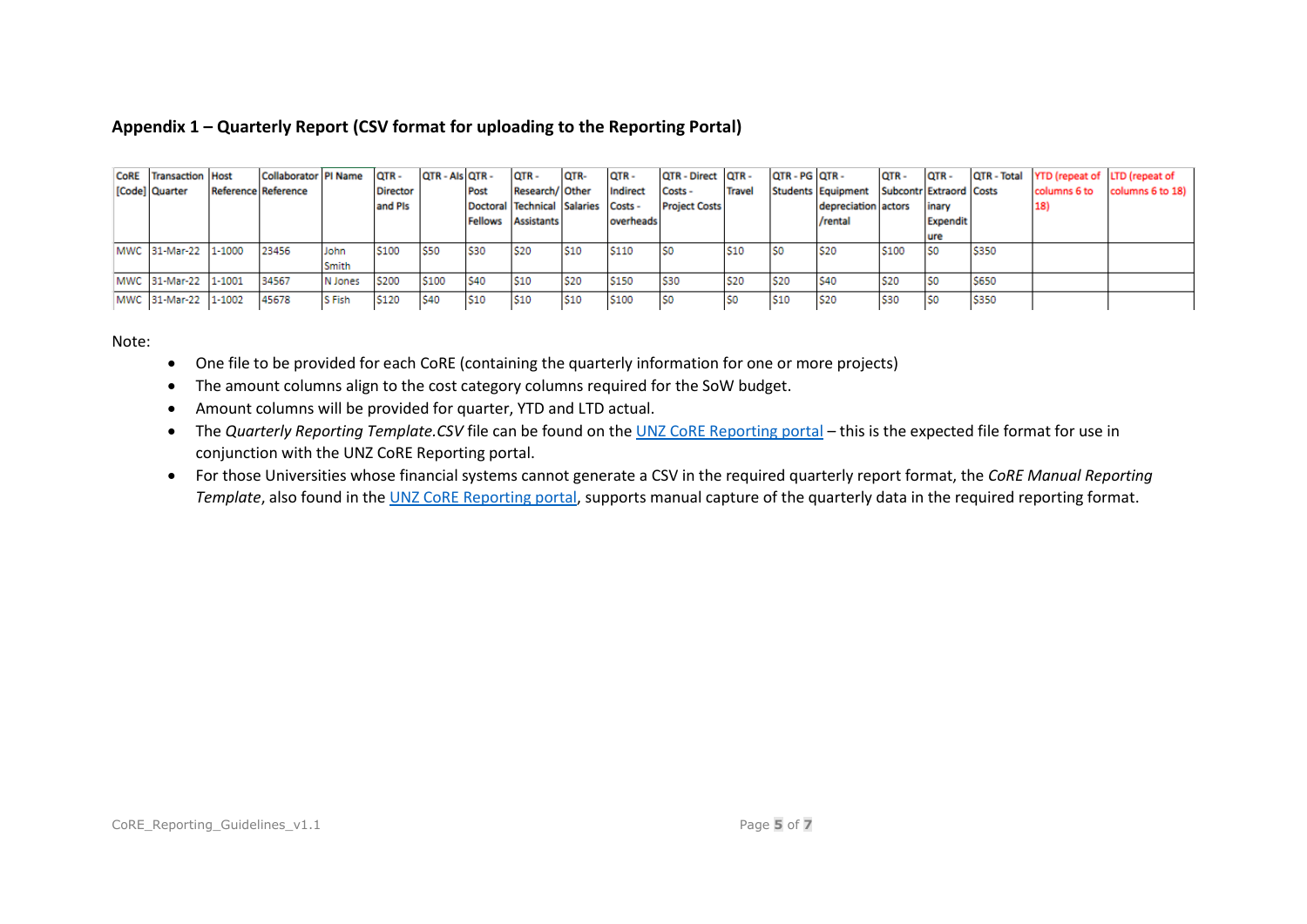**Appendix 1 – Quarterly Report (CSV format for uploading to the Reporting Portal)**

| CoRE [Code] | Transaction Quarter | Host Reference | Collaborator Reference | PI Name | QTR - Director and PIs | QTR - AIs | QTR - Post Doctoral Fellows | QTR - Research/ Technical Assistants | QTR- Other Salaries | QTR - Indirect Costs - overheads | QTR - Direct Costs - Project Costs | QTR - Travel | QTR - PG Students | QTR - Equipment depreciation /rental | QTR - Subcontractors | QTR - Extraordinary Expenditure | QTR - Total Costs | YTD (repeat of columns 6 to 18) | LTD (repeat of columns 6 to 18) |
|---|---|---|---|---|---|---|---|---|---|---|---|---|---|---|---|---|---|---|---|
| MWC | 31-Mar-22 | 1-1000 | 23456 | John Smith | $100 | $50 | $30 | $20 | $10 | $110 | $0 | $10 | $0 | $20 | $100 | $0 | $350 | | |
| MWC | 31-Mar-22 | 1-1001 | 34567 | N Jones | $200 | $100 | $40 | $10 | $20 | $150 | $30 | $20 | $20 | $40 | $20 | $0 | $650 | | |
| MWC | 31-Mar-22 | 1-1002 | 45678 | S Fish | $120 | $40 | $10 | $10 | $10 | $100 | $0 | $0 | $10 | $20 | $30 | $0 | $350 | | |

Note:

- One file to be provided for each CoRE (containing the quarterly information for one or more projects)
- The amount columns align to the cost category columns required for the SoW budget.
- Amount columns will be provided for quarter, YTD and LTD actual.
- The *Quarterly Reporting Template.CSV* file can be found on the UNZ CoRE Reporting portal – this is the expected file format for use in conjunction with the UNZ CoRE Reporting portal.
- For those Universities whose financial systems cannot generate a CSV in the required quarterly report format, the *CoRE Manual Reporting Template*, also found in the UNZ CoRE Reporting portal, supports manual capture of the quarterly data in the required reporting format.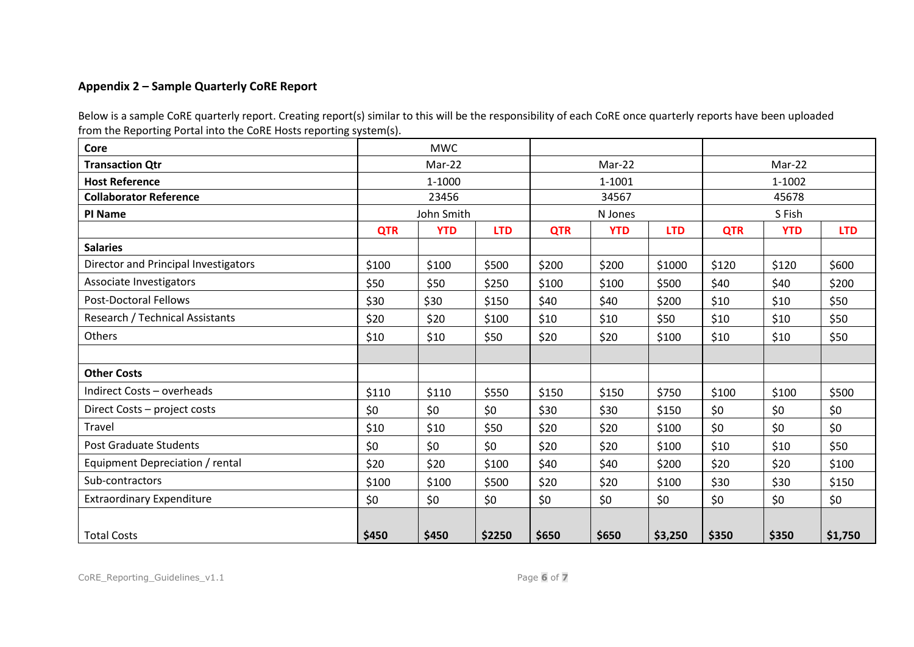## Appendix 2 – Sample Quarterly CoRE Report

Below is a sample CoRE quarterly report. Creating report(s) similar to this will be the responsibility of each CoRE once quarterly reports have been uploaded from the Reporting Portal into the CoRE Hosts reporting system(s).

| **Core** | MWC | | | | | | | | |
|---|---|---|---|---|---|---|---|---|---|
| **Transaction Qtr** | Mar-22 | | | Mar-22 | | | Mar-22 | | |
| **Host Reference** | 1-1000 | | | 1-1001 | | | 1-1002 | | |
| **Collaborator Reference** | 23456 | | | 34567 | | | 45678 | | |
| **PI Name** | John Smith | | | N Jones | | | S Fish | | |
| | **QTR** | **YTD** | **LTD** | **QTR** | **YTD** | **LTD** | **QTR** | **YTD** | **LTD** |
| **Salaries** | | | | | | | | | |
| Director and Principal Investigators | $100 | $100 | $500 | $200 | $200 | $1000 | $120 | $120 | $600 |
| Associate Investigators | $50 | $50 | $250 | $100 | $100 | $500 | $40 | $40 | $200 |
| Post-Doctoral Fellows | $30 | $30 | $150 | $40 | $40 | $200 | $10 | $10 | $50 |
| Research / Technical Assistants | $20 | $20 | $100 | $10 | $10 | $50 | $10 | $10 | $50 |
| Others | $10 | $10 | $50 | $20 | $20 | $100 | $10 | $10 | $50 |
| | | | | | | | | | |
| **Other Costs** | | | | | | | | | |
| Indirect Costs – overheads | $110 | $110 | $550 | $150 | $150 | $750 | $100 | $100 | $500 |
| Direct Costs – project costs | $0 | $0 | $0 | $30 | $30 | $150 | $0 | $0 | $0 |
| Travel | $10 | $10 | $50 | $20 | $20 | $100 | $0 | $0 | $0 |
| Post Graduate Students | $0 | $0 | $0 | $20 | $20 | $100 | $10 | $10 | $50 |
| Equipment Depreciation / rental | $20 | $20 | $100 | $40 | $40 | $200 | $20 | $20 | $100 |
| Sub-contractors | $100 | $100 | $500 | $20 | $20 | $100 | $30 | $30 | $150 |
| Extraordinary Expenditure | $0 | $0 | $0 | $0 | $0 | $0 | $0 | $0 | $0 |
| Total Costs | **$450** | **$450** | **$2250** | **$650** | **$650** | **$3,250** | **$350** | **$350** | **$1,750** |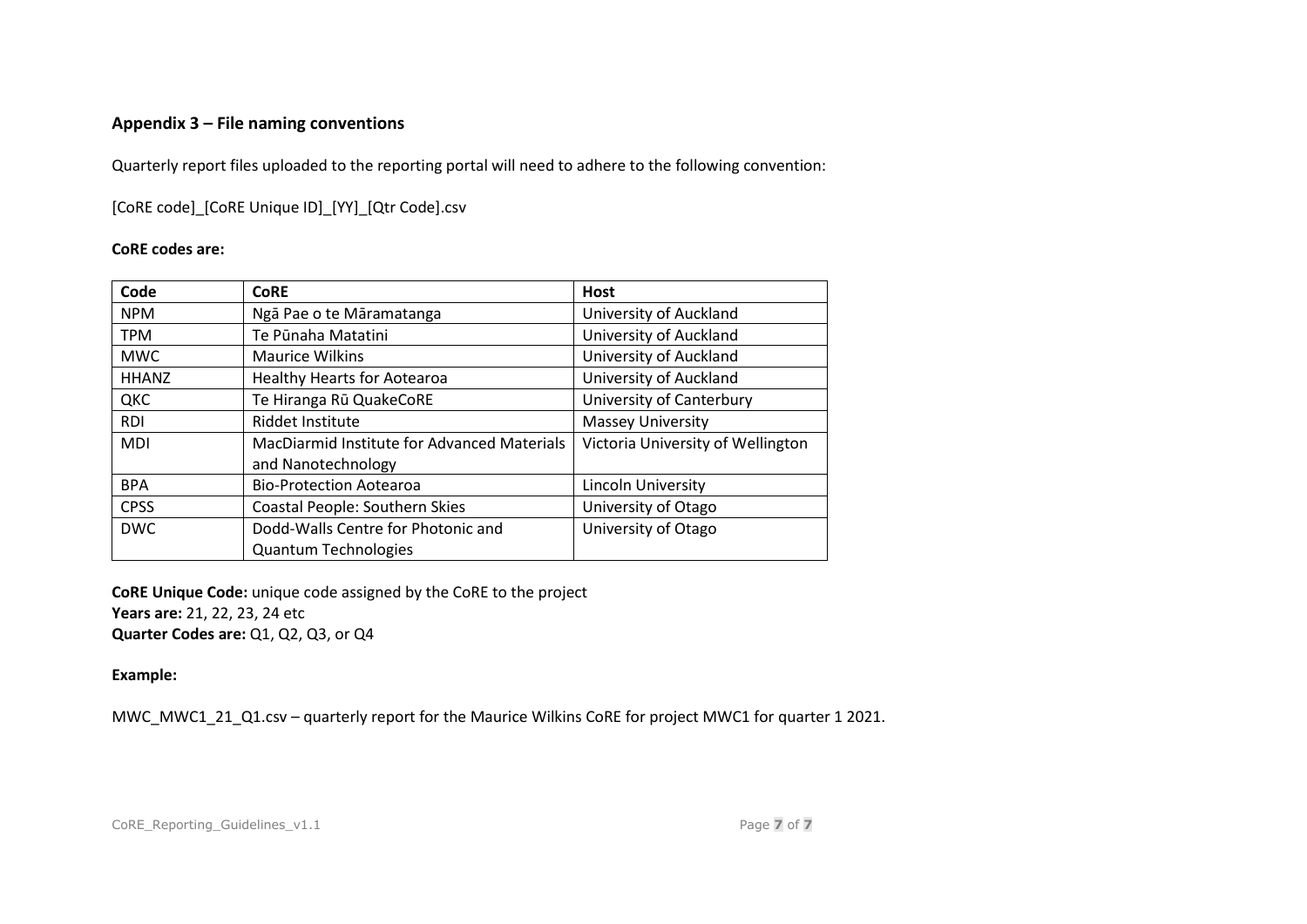## Appendix 3 – File naming conventions

Quarterly report files uploaded to the reporting portal will need to adhere to the following convention:

[CoRE code]_[CoRE Unique ID]_[YY]_[Qtr Code].csv

**CoRE codes are:**

| Code | CoRE | Host |
|---|---|---|
| NPM | Ngā Pae o te Māramatanga | University of Auckland |
| TPM | Te Pūnaha Matatini | University of Auckland |
| MWC | Maurice Wilkins | University of Auckland |
| HHANZ | Healthy Hearts for Aotearoa | University of Auckland |
| QKC | Te Hiranga Rū QuakeCoRE | University of Canterbury |
| RDI | Riddet Institute | Massey University |
| MDI | MacDiarmid Institute for Advanced Materials and Nanotechnology | Victoria University of Wellington |
| BPA | Bio-Protection Aotearoa | Lincoln University |
| CPSS | Coastal People: Southern Skies | University of Otago |
| DWC | Dodd-Walls Centre for Photonic and Quantum Technologies | University of Otago |

**CoRE Unique Code:** unique code assigned by the CoRE to the project
**Years are:** 21, 22, 23, 24 etc
**Quarter Codes are:** Q1, Q2, Q3, or Q4

**Example:**

MWC_MWC1_21_Q1.csv – quarterly report for the Maurice Wilkins CoRE for project MWC1 for quarter 1 2021.